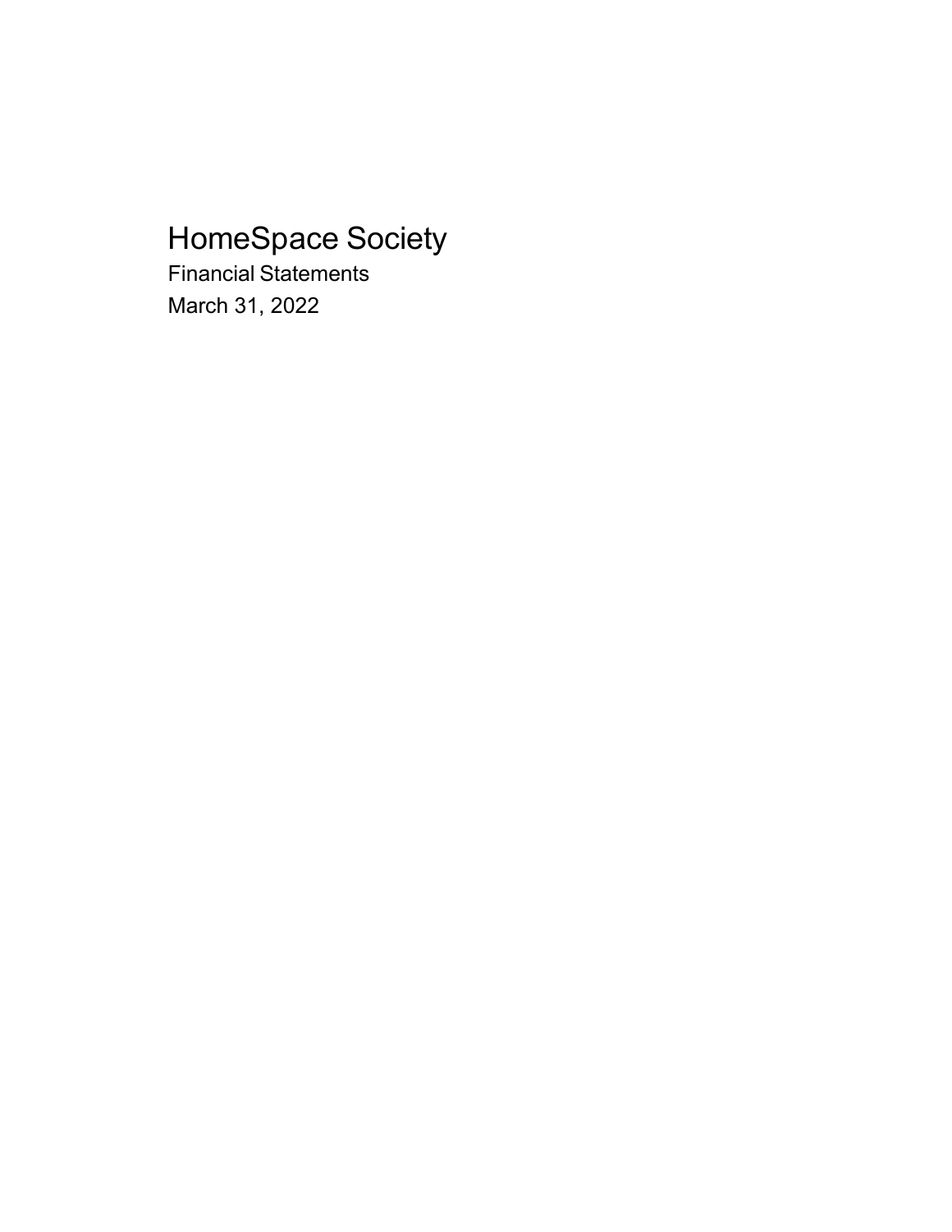# HomeSpace Society

Financial Statements

March 31, 2022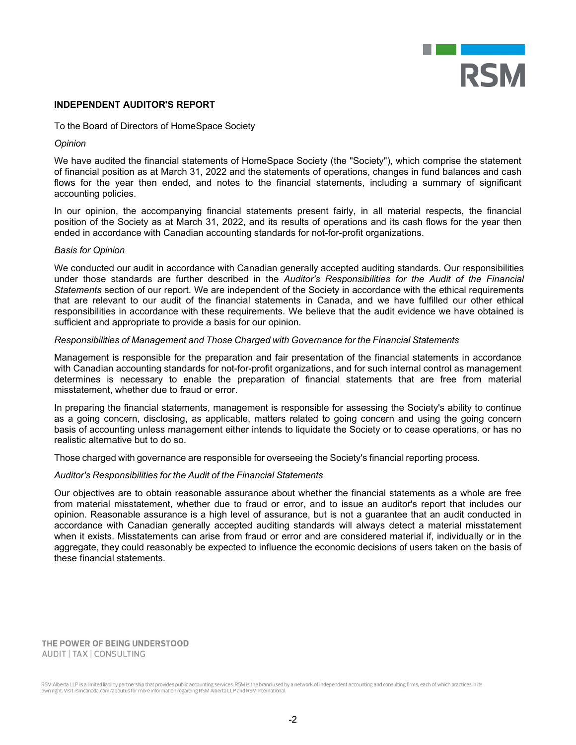**INDEPENDENT AUDITOR'S REPORT**

To the Board of Directors of HomeSpace Society

*Opinion*

We have audited the financial statements of HomeSpace Society (the "Society"), which comprise the statement of financial position as at March 31, 2022 and the statements of operations, changes in fund balances and cash flows for the year then ended, and notes to the financial statements, including a summary of significant accounting policies.

In our opinion, the accompanying financial statements present fairly, in all material respects, the financial position of the Society as at March 31, 2022, and its results of operations and its cash flows for the year then ended in accordance with Canadian accounting standards for not-for-profit organizations.

*Basis for Opinion*

We conducted our audit in accordance with Canadian generally accepted auditing standards. Our responsibilities under those standards are further described in the *Auditor's Responsibilities for the Audit of the Financial Statements* section of our report. We are independent of the Society in accordance with the ethical requirements that are relevant to our audit of the financial statements in Canada, and we have fulfilled our other ethical responsibilities in accordance with these requirements. We believe that the audit evidence we have obtained is sufficient and appropriate to provide a basis for our opinion.

*Responsibilities of Management and Those Charged with Governance for the Financial Statements*

Management is responsible for the preparation and fair presentation of the financial statements in accordance with Canadian accounting standards for not-for-profit organizations, and for such internal control as management determines is necessary to enable the preparation of financial statements that are free from material misstatement, whether due to fraud or error.

In preparing the financial statements, management is responsible for assessing the Society's ability to continue as a going concern, disclosing, as applicable, matters related to going concern and using the going concern basis of accounting unless management either intends to liquidate the Society or to cease operations, or has no realistic alternative but to do so.

Those charged with governance are responsible for overseeing the Society's financial reporting process.

*Auditor's Responsibilities for the Audit of the Financial Statements*

Our objectives are to obtain reasonable assurance about whether the financial statements as a whole are free from material misstatement, whether due to fraud or error, and to issue an auditor's report that includes our opinion. Reasonable assurance is a high level of assurance, but is not a guarantee that an audit conducted in accordance with Canadian generally accepted auditing standards will always detect a material misstatement when it exists. Misstatements can arise from fraud or error and are considered material if, individually or in the aggregate, they could reasonably be expected to influence the economic decisions of users taken on the basis of these financial statements.

THE POWER OF BEING UNDERSTOOD
AUDIT | TAX | CONSULTING

RSM Alberta LLP is a limited liability partnership that provides public accounting services. RSM is the brand used by a network of independent accounting and consulting firms, each of which practices in its own right. Visit rsmcanada.com/aboutus for more information regarding RSM Alberta LLP and RSM International.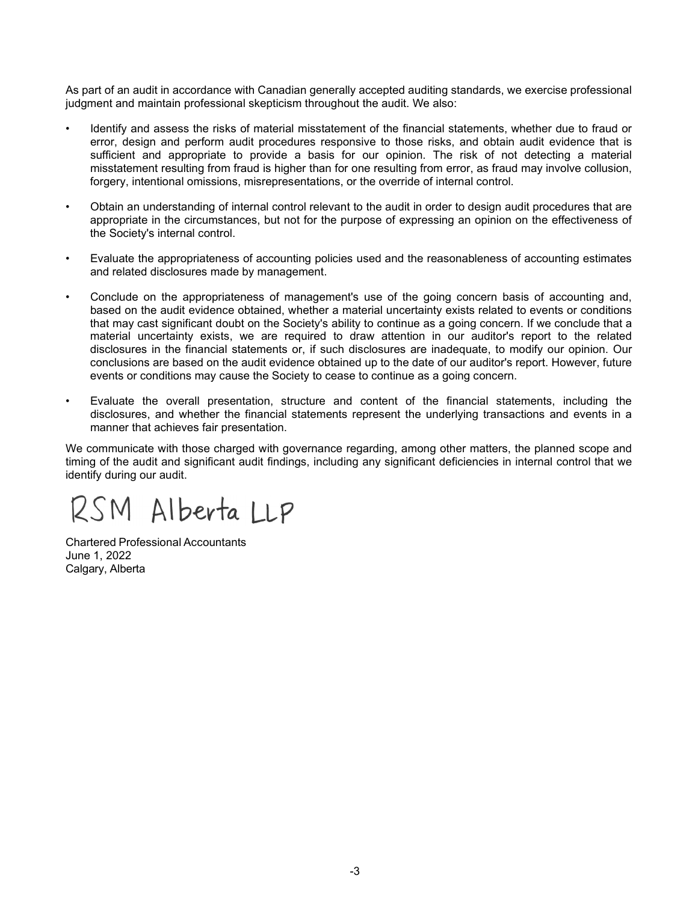As part of an audit in accordance with Canadian generally accepted auditing standards, we exercise professional judgment and maintain professional skepticism throughout the audit. We also:

- Identify and assess the risks of material misstatement of the financial statements, whether due to fraud or error, design and perform audit procedures responsive to those risks, and obtain audit evidence that is sufficient and appropriate to provide a basis for our opinion. The risk of not detecting a material misstatement resulting from fraud is higher than for one resulting from error, as fraud may involve collusion, forgery, intentional omissions, misrepresentations, or the override of internal control.

- Obtain an understanding of internal control relevant to the audit in order to design audit procedures that are appropriate in the circumstances, but not for the purpose of expressing an opinion on the effectiveness of the Society's internal control.

- Evaluate the appropriateness of accounting policies used and the reasonableness of accounting estimates and related disclosures made by management.

- Conclude on the appropriateness of management's use of the going concern basis of accounting and, based on the audit evidence obtained, whether a material uncertainty exists related to events or conditions that may cast significant doubt on the Society's ability to continue as a going concern. If we conclude that a material uncertainty exists, we are required to draw attention in our auditor's report to the related disclosures in the financial statements or, if such disclosures are inadequate, to modify our opinion. Our conclusions are based on the audit evidence obtained up to the date of our auditor's report. However, future events or conditions may cause the Society to cease to continue as a going concern.

- Evaluate the overall presentation, structure and content of the financial statements, including the disclosures, and whether the financial statements represent the underlying transactions and events in a manner that achieves fair presentation.

We communicate with those charged with governance regarding, among other matters, the planned scope and timing of the audit and significant audit findings, including any significant deficiencies in internal control that we identify during our audit.

RSM Alberta LLP

Chartered Professional Accountants
June 1, 2022
Calgary, Alberta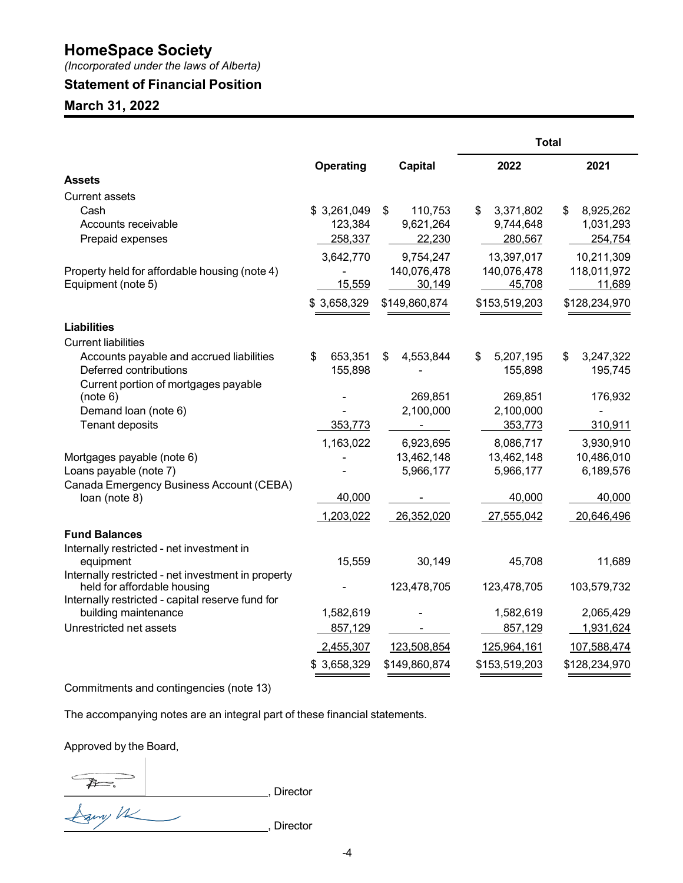# HomeSpace Society

*(Incorporated under the laws of Alberta)*

## Statement of Financial Position

## March 31, 2022

| | Operating | Capital | Total 2022 | Total 2021 |
|---|---|---|---|---|
| **Assets** | | | | |
| Current assets | | | | |
| Cash | $ 3,261,049 | $ 110,753 | $ 3,371,802 | $ 8,925,262 |
| Accounts receivable | 123,384 | 9,621,264 | 9,744,648 | 1,031,293 |
| Prepaid expenses | 258,337 | 22,230 | 280,567 | 254,754 |
| | 3,642,770 | 9,754,247 | 13,397,017 | 10,211,309 |
| Property held for affordable housing (note 4) | - | 140,076,478 | 140,076,478 | 118,011,972 |
| Equipment (note 5) | 15,559 | 30,149 | 45,708 | 11,689 |
| | $ 3,658,329 | $149,860,874 | $153,519,203 | $128,234,970 |
| **Liabilities** | | | | |
| Current liabilities | | | | |
| Accounts payable and accrued liabilities | $ 653,351 | $ 4,553,844 | $ 5,207,195 | $ 3,247,322 |
| Deferred contributions | 155,898 | - | 155,898 | 195,745 |
| Current portion of mortgages payable (note 6) | - | 269,851 | 269,851 | 176,932 |
| Demand loan (note 6) | - | 2,100,000 | 2,100,000 | - |
| Tenant deposits | 353,773 | - | 353,773 | 310,911 |
| | 1,163,022 | 6,923,695 | 8,086,717 | 3,930,910 |
| Mortgages payable (note 6) | - | 13,462,148 | 13,462,148 | 10,486,010 |
| Loans payable (note 7) | - | 5,966,177 | 5,966,177 | 6,189,576 |
| Canada Emergency Business Account (CEBA) loan (note 8) | 40,000 | - | 40,000 | 40,000 |
| | 1,203,022 | 26,352,020 | 27,555,042 | 20,646,496 |
| **Fund Balances** | | | | |
| Internally restricted - net investment in equipment | 15,559 | 30,149 | 45,708 | 11,689 |
| Internally restricted - net investment in property held for affordable housing | - | 123,478,705 | 123,478,705 | 103,579,732 |
| Internally restricted - capital reserve fund for building maintenance | 1,582,619 | - | 1,582,619 | 2,065,429 |
| Unrestricted net assets | 857,129 | - | 857,129 | 1,931,624 |
| | 2,455,307 | 123,508,854 | 125,964,161 | 107,588,474 |
| | $ 3,658,329 | $149,860,874 | $153,519,203 | $128,234,970 |

Commitments and contingencies (note 13)

The accompanying notes are an integral part of these financial statements.

Approved by the Board,

_______________________________, Director

_______________________________, Director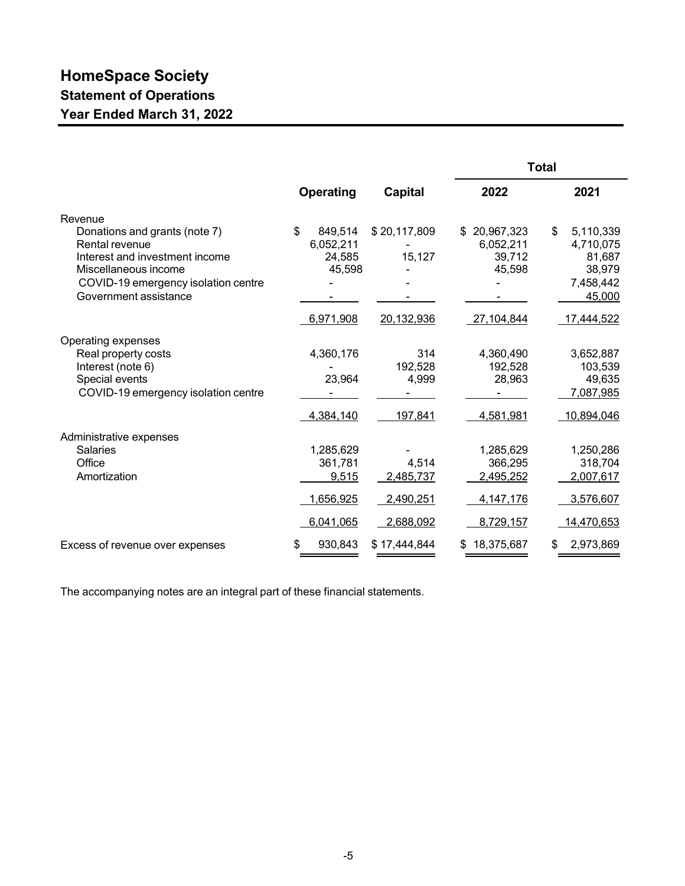# HomeSpace Society

## Statement of Operations

## Year Ended March 31, 2022

| | Operating | Capital | Total 2022 | Total 2021 |
|---|---|---|---|---|
| **Revenue** | | | | |
| Donations and grants (note 7) | $ 849,514 | $ 20,117,809 | $ 20,967,323 | $ 5,110,339 |
| Rental revenue | 6,052,211 | - | 6,052,211 | 4,710,075 |
| Interest and investment income | 24,585 | 15,127 | 39,712 | 81,687 |
| Miscellaneous income | 45,598 | - | 45,598 | 38,979 |
| COVID-19 emergency isolation centre | - | - | - | 7,458,442 |
| Government assistance | - | - | - | 45,000 |
| | 6,971,908 | 20,132,936 | 27,104,844 | 17,444,522 |
| **Operating expenses** | | | | |
| Real property costs | 4,360,176 | 314 | 4,360,490 | 3,652,887 |
| Interest (note 6) | - | 192,528 | 192,528 | 103,539 |
| Special events | 23,964 | 4,999 | 28,963 | 49,635 |
| COVID-19 emergency isolation centre | - | - | - | 7,087,985 |
| | 4,384,140 | 197,841 | 4,581,981 | 10,894,046 |
| **Administrative expenses** | | | | |
| Salaries | 1,285,629 | - | 1,285,629 | 1,250,286 |
| Office | 361,781 | 4,514 | 366,295 | 318,704 |
| Amortization | 9,515 | 2,485,737 | 2,495,252 | 2,007,617 |
| | 1,656,925 | 2,490,251 | 4,147,176 | 3,576,607 |
| | 6,041,065 | 2,688,092 | 8,729,157 | 14,470,653 |
| Excess of revenue over expenses | $ 930,843 | $ 17,444,844 | $ 18,375,687 | $ 2,973,869 |

The accompanying notes are an integral part of these financial statements.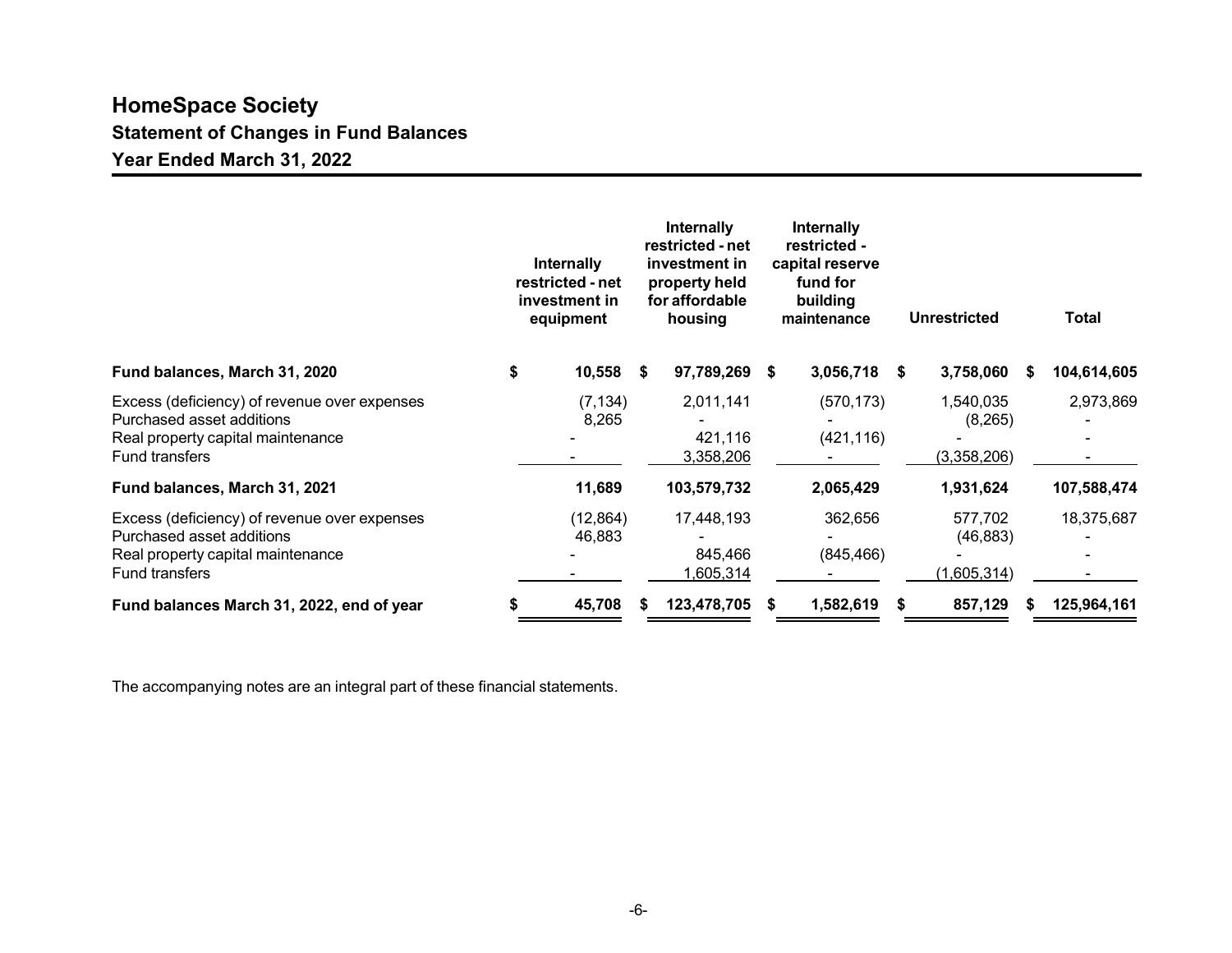# HomeSpace Society

## Statement of Changes in Fund Balances

## Year Ended March 31, 2022

| | Internally restricted - net investment in equipment | Internally restricted - net investment in property held for affordable housing | Internally restricted - capital reserve fund for building maintenance | Unrestricted | Total |
|---|---|---|---|---|---|
| **Fund balances, March 31, 2020** | **$ 10,558** | **$ 97,789,269** | **$ 3,056,718** | **$ 3,758,060** | **$ 104,614,605** |
| Excess (deficiency) of revenue over expenses | (7,134) | 2,011,141 | (570,173) | 1,540,035 | 2,973,869 |
| Purchased asset additions | 8,265 | - | - | (8,265) | - |
| Real property capital maintenance | - | 421,116 | (421,116) | - | - |
| Fund transfers | - | 3,358,206 | - | (3,358,206) | - |
| **Fund balances, March 31, 2021** | **11,689** | **103,579,732** | **2,065,429** | **1,931,624** | **107,588,474** |
| Excess (deficiency) of revenue over expenses | (12,864) | 17,448,193 | 362,656 | 577,702 | 18,375,687 |
| Purchased asset additions | 46,883 | - | - | (46,883) | - |
| Real property capital maintenance | - | 845,466 | (845,466) | - | - |
| Fund transfers | - | 1,605,314 | - | (1,605,314) | - |
| **Fund balances March 31, 2022, end of year** | **$ 45,708** | **$ 123,478,705** | **$ 1,582,619** | **$ 857,129** | **$ 125,964,161** |

The accompanying notes are an integral part of these financial statements.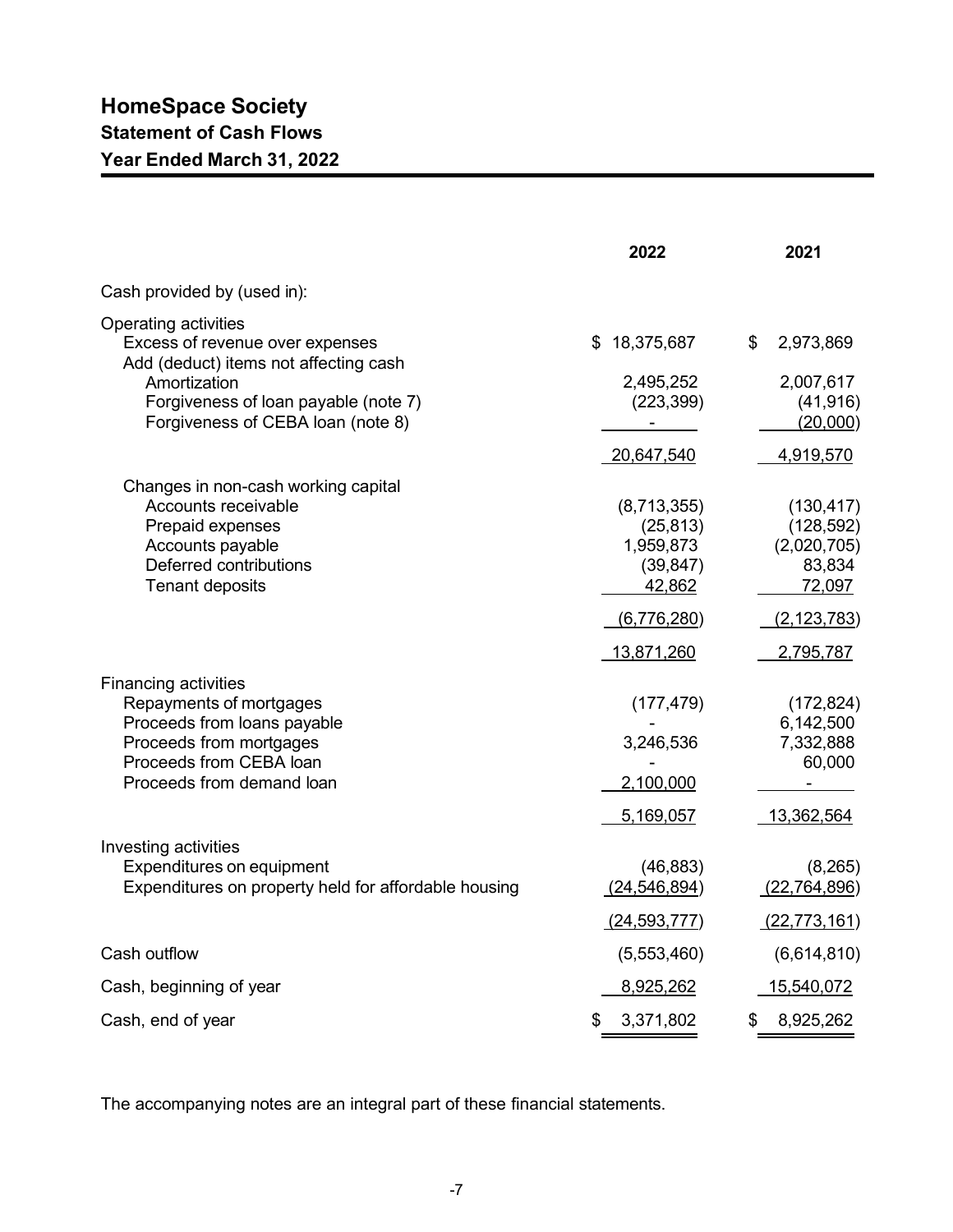# HomeSpace Society
## Statement of Cash Flows
## Year Ended March 31, 2022

| | 2022 | 2021 |
|---|---|---|
| Cash provided by (used in): | | |
| Operating activities | | |
| Excess of revenue over expenses | $ 18,375,687 | $ 2,973,869 |
| Add (deduct) items not affecting cash | | |
| Amortization | 2,495,252 | 2,007,617 |
| Forgiveness of loan payable (note 7) | (223,399) | (41,916) |
| Forgiveness of CEBA loan (note 8) | - | (20,000) |
| | 20,647,540 | 4,919,570 |
| Changes in non-cash working capital | | |
| Accounts receivable | (8,713,355) | (130,417) |
| Prepaid expenses | (25,813) | (128,592) |
| Accounts payable | 1,959,873 | (2,020,705) |
| Deferred contributions | (39,847) | 83,834 |
| Tenant deposits | 42,862 | 72,097 |
| | (6,776,280) | (2,123,783) |
| | 13,871,260 | 2,795,787 |
| Financing activities | | |
| Repayments of mortgages | (177,479) | (172,824) |
| Proceeds from loans payable | - | 6,142,500 |
| Proceeds from mortgages | 3,246,536 | 7,332,888 |
| Proceeds from CEBA loan | - | 60,000 |
| Proceeds from demand loan | 2,100,000 | - |
| | 5,169,057 | 13,362,564 |
| Investing activities | | |
| Expenditures on equipment | (46,883) | (8,265) |
| Expenditures on property held for affordable housing | (24,546,894) | (22,764,896) |
| | (24,593,777) | (22,773,161) |
| Cash outflow | (5,553,460) | (6,614,810) |
| Cash, beginning of year | 8,925,262 | 15,540,072 |
| Cash, end of year | $ 3,371,802 | $ 8,925,262 |

The accompanying notes are an integral part of these financial statements.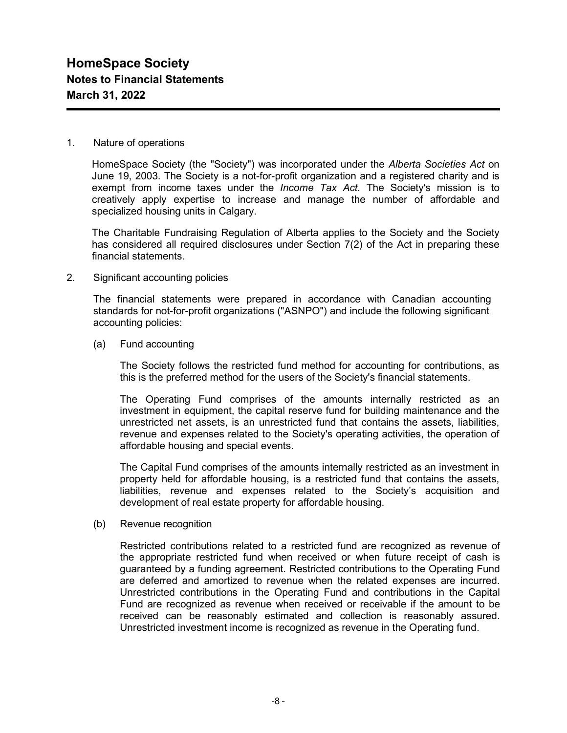# HomeSpace Society
## Notes to Financial Statements
## March 31, 2022

1. Nature of operations

   HomeSpace Society (the "Society") was incorporated under the *Alberta Societies Act* on June 19, 2003. The Society is a not-for-profit organization and a registered charity and is exempt from income taxes under the *Income Tax Act.* The Society's mission is to creatively apply expertise to increase and manage the number of affordable and specialized housing units in Calgary.

   The Charitable Fundraising Regulation of Alberta applies to the Society and the Society has considered all required disclosures under Section 7(2) of the Act in preparing these financial statements.

2. Significant accounting policies

   The financial statements were prepared in accordance with Canadian accounting standards for not-for-profit organizations ("ASNPO") and include the following significant accounting policies:

   (a) Fund accounting

   The Society follows the restricted fund method for accounting for contributions, as this is the preferred method for the users of the Society's financial statements.

   The Operating Fund comprises of the amounts internally restricted as an investment in equipment, the capital reserve fund for building maintenance and the unrestricted net assets, is an unrestricted fund that contains the assets, liabilities, revenue and expenses related to the Society's operating activities, the operation of affordable housing and special events.

   The Capital Fund comprises of the amounts internally restricted as an investment in property held for affordable housing, is a restricted fund that contains the assets, liabilities, revenue and expenses related to the Society's acquisition and development of real estate property for affordable housing.

   (b) Revenue recognition

   Restricted contributions related to a restricted fund are recognized as revenue of the appropriate restricted fund when received or when future receipt of cash is guaranteed by a funding agreement. Restricted contributions to the Operating Fund are deferred and amortized to revenue when the related expenses are incurred. Unrestricted contributions in the Operating Fund and contributions in the Capital Fund are recognized as revenue when received or receivable if the amount to be received can be reasonably estimated and collection is reasonably assured. Unrestricted investment income is recognized as revenue in the Operating fund.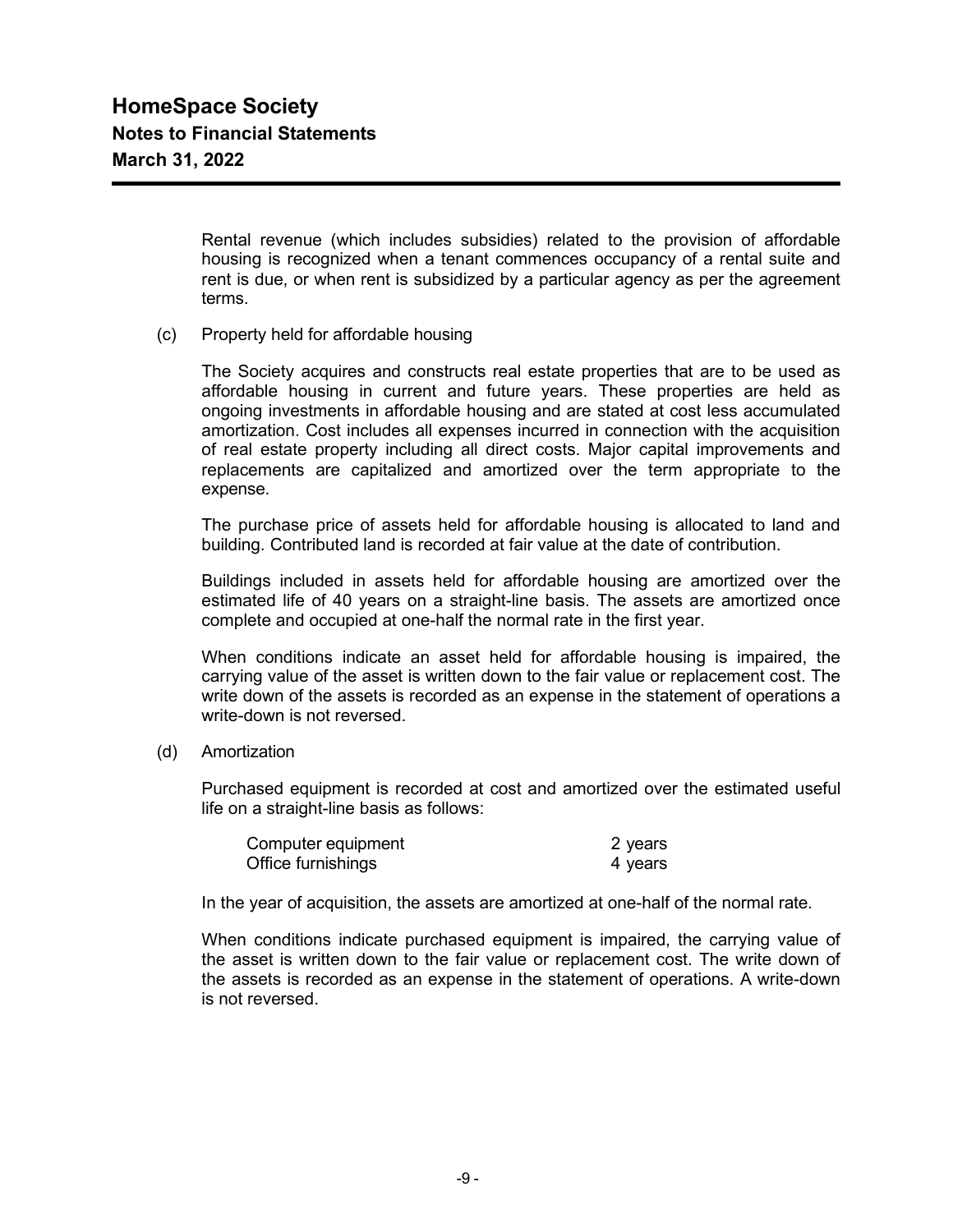Rental revenue (which includes subsidies) related to the provision of affordable housing is recognized when a tenant commences occupancy of a rental suite and rent is due, or when rent is subsidized by a particular agency as per the agreement terms.

(c) Property held for affordable housing

The Society acquires and constructs real estate properties that are to be used as affordable housing in current and future years. These properties are held as ongoing investments in affordable housing and are stated at cost less accumulated amortization. Cost includes all expenses incurred in connection with the acquisition of real estate property including all direct costs. Major capital improvements and replacements are capitalized and amortized over the term appropriate to the expense.

The purchase price of assets held for affordable housing is allocated to land and building. Contributed land is recorded at fair value at the date of contribution.

Buildings included in assets held for affordable housing are amortized over the estimated life of 40 years on a straight-line basis. The assets are amortized once complete and occupied at one-half the normal rate in the first year.

When conditions indicate an asset held for affordable housing is impaired, the carrying value of the asset is written down to the fair value or replacement cost. The write down of the assets is recorded as an expense in the statement of operations a write-down is not reversed.

(d) Amortization

Purchased equipment is recorded at cost and amortized over the estimated useful life on a straight-line basis as follows:

| | |
|---|---|
| Computer equipment | 2 years |
| Office furnishings | 4 years |

In the year of acquisition, the assets are amortized at one-half of the normal rate.

When conditions indicate purchased equipment is impaired, the carrying value of the asset is written down to the fair value or replacement cost. The write down of the assets is recorded as an expense in the statement of operations. A write-down is not reversed.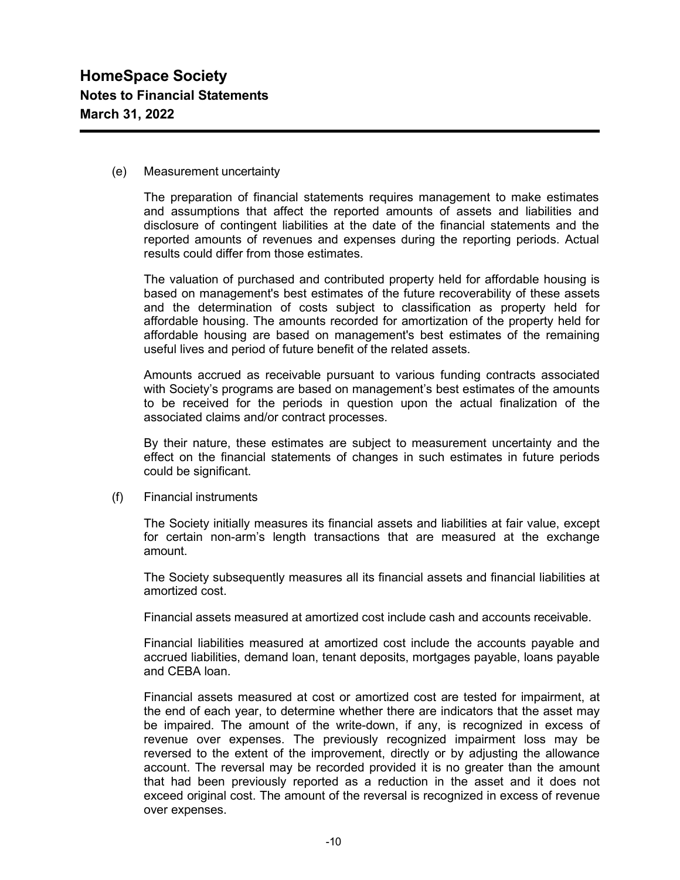(e) Measurement uncertainty

The preparation of financial statements requires management to make estimates and assumptions that affect the reported amounts of assets and liabilities and disclosure of contingent liabilities at the date of the financial statements and the reported amounts of revenues and expenses during the reporting periods. Actual results could differ from those estimates.

The valuation of purchased and contributed property held for affordable housing is based on management's best estimates of the future recoverability of these assets and the determination of costs subject to classification as property held for affordable housing. The amounts recorded for amortization of the property held for affordable housing are based on management's best estimates of the remaining useful lives and period of future benefit of the related assets.

Amounts accrued as receivable pursuant to various funding contracts associated with Society's programs are based on management's best estimates of the amounts to be received for the periods in question upon the actual finalization of the associated claims and/or contract processes.

By their nature, these estimates are subject to measurement uncertainty and the effect on the financial statements of changes in such estimates in future periods could be significant.

(f) Financial instruments

The Society initially measures its financial assets and liabilities at fair value, except for certain non-arm's length transactions that are measured at the exchange amount.

The Society subsequently measures all its financial assets and financial liabilities at amortized cost.

Financial assets measured at amortized cost include cash and accounts receivable.

Financial liabilities measured at amortized cost include the accounts payable and accrued liabilities, demand loan, tenant deposits, mortgages payable, loans payable and CEBA loan.

Financial assets measured at cost or amortized cost are tested for impairment, at the end of each year, to determine whether there are indicators that the asset may be impaired. The amount of the write-down, if any, is recognized in excess of revenue over expenses. The previously recognized impairment loss may be reversed to the extent of the improvement, directly or by adjusting the allowance account. The reversal may be recorded provided it is no greater than the amount that had been previously reported as a reduction in the asset and it does not exceed original cost. The amount of the reversal is recognized in excess of revenue over expenses.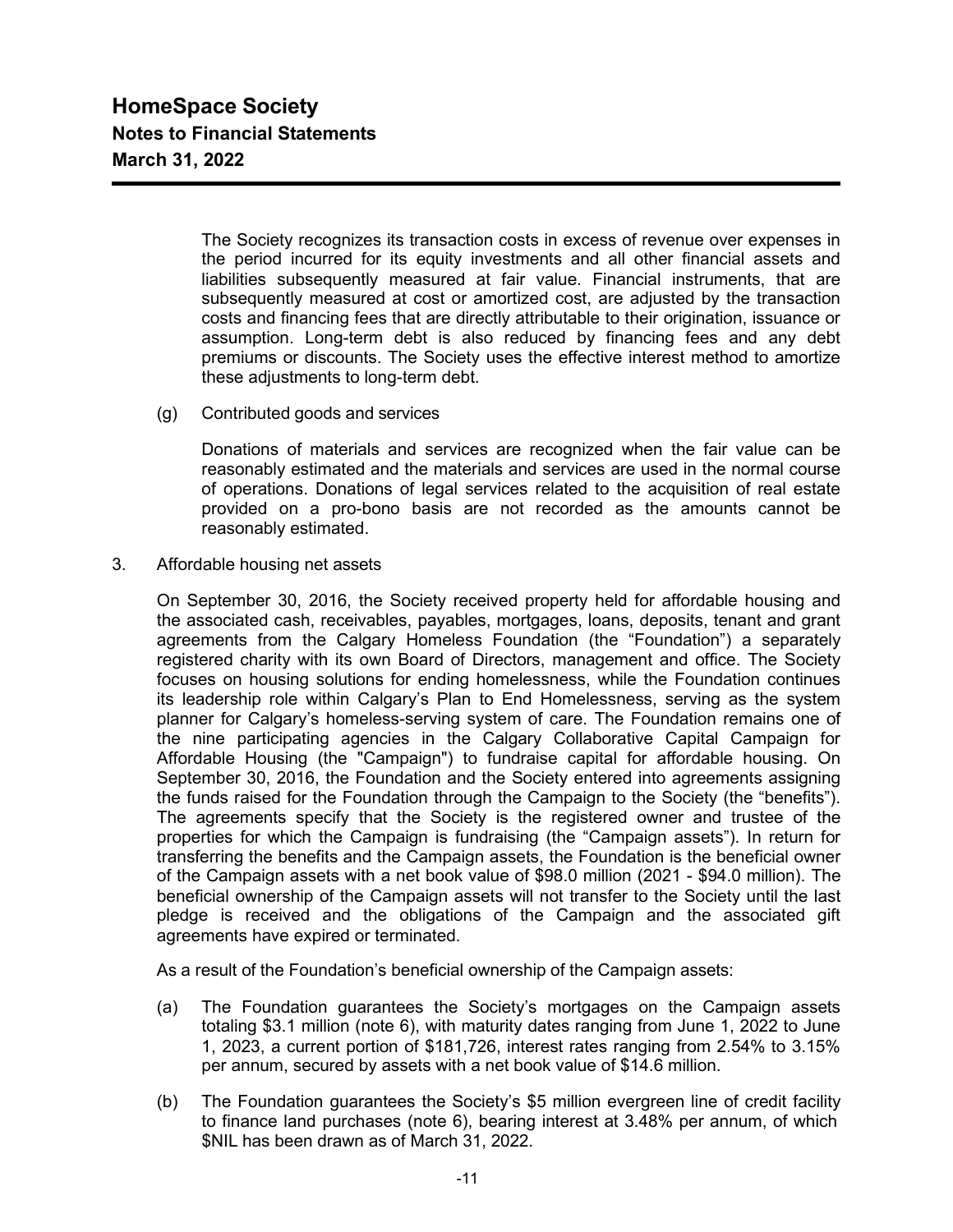The Society recognizes its transaction costs in excess of revenue over expenses in the period incurred for its equity investments and all other financial assets and liabilities subsequently measured at fair value. Financial instruments, that are subsequently measured at cost or amortized cost, are adjusted by the transaction costs and financing fees that are directly attributable to their origination, issuance or assumption. Long-term debt is also reduced by financing fees and any debt premiums or discounts. The Society uses the effective interest method to amortize these adjustments to long-term debt.

(g) Contributed goods and services

Donations of materials and services are recognized when the fair value can be reasonably estimated and the materials and services are used in the normal course of operations. Donations of legal services related to the acquisition of real estate provided on a pro-bono basis are not recorded as the amounts cannot be reasonably estimated.

3. Affordable housing net assets

On September 30, 2016, the Society received property held for affordable housing and the associated cash, receivables, payables, mortgages, loans, deposits, tenant and grant agreements from the Calgary Homeless Foundation (the "Foundation") a separately registered charity with its own Board of Directors, management and office. The Society focuses on housing solutions for ending homelessness, while the Foundation continues its leadership role within Calgary's Plan to End Homelessness, serving as the system planner for Calgary's homeless-serving system of care. The Foundation remains one of the nine participating agencies in the Calgary Collaborative Capital Campaign for Affordable Housing (the "Campaign") to fundraise capital for affordable housing. On September 30, 2016, the Foundation and the Society entered into agreements assigning the funds raised for the Foundation through the Campaign to the Society (the "benefits"). The agreements specify that the Society is the registered owner and trustee of the properties for which the Campaign is fundraising (the "Campaign assets"). In return for transferring the benefits and the Campaign assets, the Foundation is the beneficial owner of the Campaign assets with a net book value of $98.0 million (2021 - $94.0 million). The beneficial ownership of the Campaign assets will not transfer to the Society until the last pledge is received and the obligations of the Campaign and the associated gift agreements have expired or terminated.

As a result of the Foundation's beneficial ownership of the Campaign assets:

(a) The Foundation guarantees the Society's mortgages on the Campaign assets totaling $3.1 million (note 6), with maturity dates ranging from June 1, 2022 to June 1, 2023, a current portion of $181,726, interest rates ranging from 2.54% to 3.15% per annum, secured by assets with a net book value of $14.6 million.

(b) The Foundation guarantees the Society's $5 million evergreen line of credit facility to finance land purchases (note 6), bearing interest at 3.48% per annum, of which $NIL has been drawn as of March 31, 2022.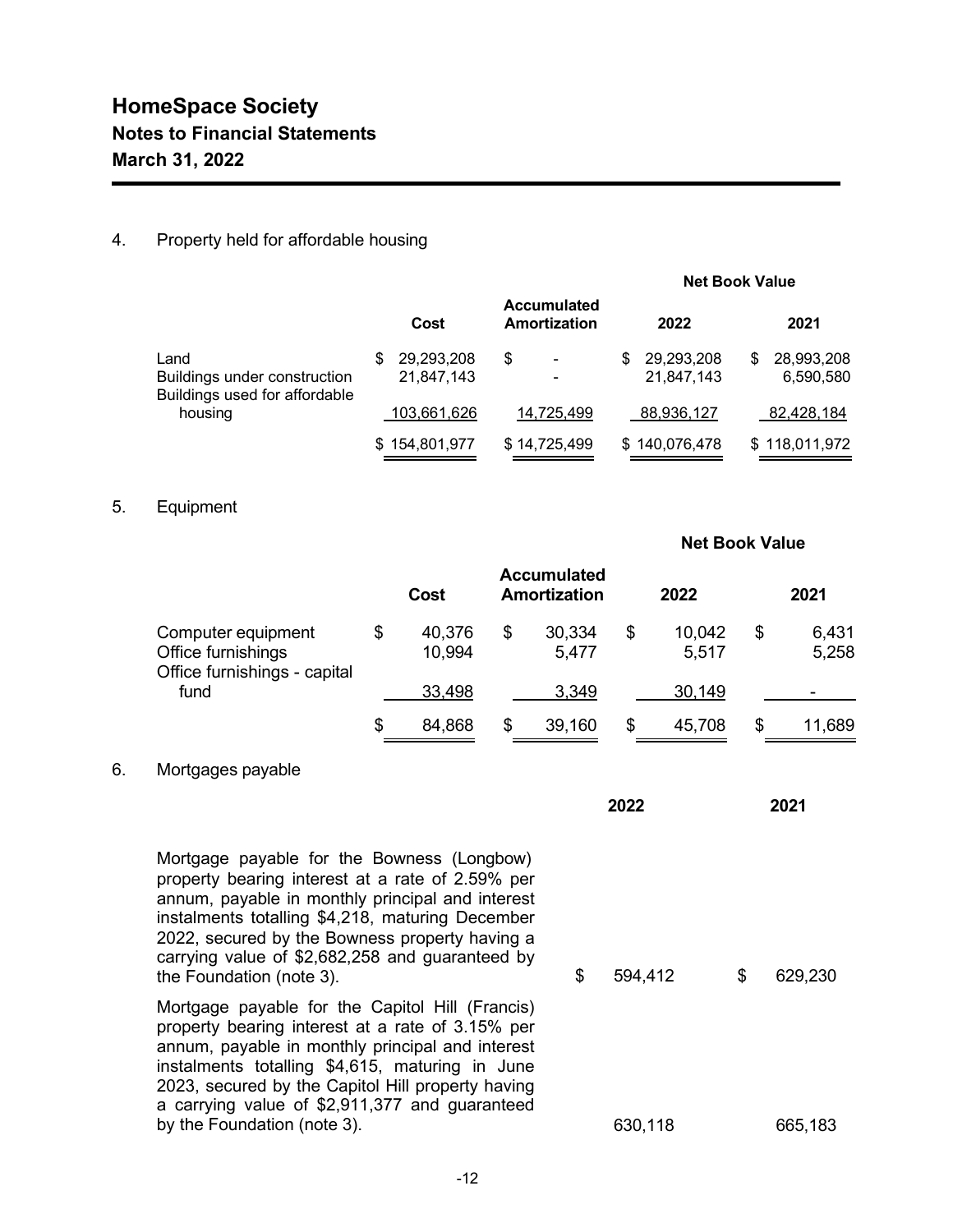# HomeSpace Society

## Notes to Financial Statements

## March 31, 2022

4. Property held for affordable housing

| | Cost | Accumulated Amortization | Net Book Value 2022 | Net Book Value 2021 |
|---|---|---|---|---|
| Land | $ 29,293,208 | $ - | $ 29,293,208 | $ 28,993,208 |
| Buildings under construction | 21,847,143 | - | 21,847,143 | 6,590,580 |
| Buildings used for affordable housing | 103,661,626 | 14,725,499 | 88,936,127 | 82,428,184 |
| | $ 154,801,977 | $ 14,725,499 | $ 140,076,478 | $ 118,011,972 |

5. Equipment

| | Cost | Accumulated Amortization | Net Book Value 2022 | Net Book Value 2021 |
|---|---|---|---|---|
| Computer equipment | $ 40,376 | $ 30,334 | $ 10,042 | $ 6,431 |
| Office furnishings | 10,994 | 5,477 | 5,517 | 5,258 |
| Office furnishings - capital fund | 33,498 | 3,349 | 30,149 | - |
| | $ 84,868 | $ 39,160 | $ 45,708 | $ 11,689 |

6. Mortgages payable

| | 2022 | 2021 |
|---|---|---|
| Mortgage payable for the Bowness (Longbow) property bearing interest at a rate of 2.59% per annum, payable in monthly principal and interest instalments totalling $4,218, maturing December 2022, secured by the Bowness property having a carrying value of $2,682,258 and guaranteed by the Foundation (note 3). | $ 594,412 | $ 629,230 |
| Mortgage payable for the Capitol Hill (Francis) property bearing interest at a rate of 3.15% per annum, payable in monthly principal and interest instalments totalling $4,615, maturing in June 2023, secured by the Capitol Hill property having a carrying value of $2,911,377 and guaranteed by the Foundation (note 3). | 630,118 | 665,183 |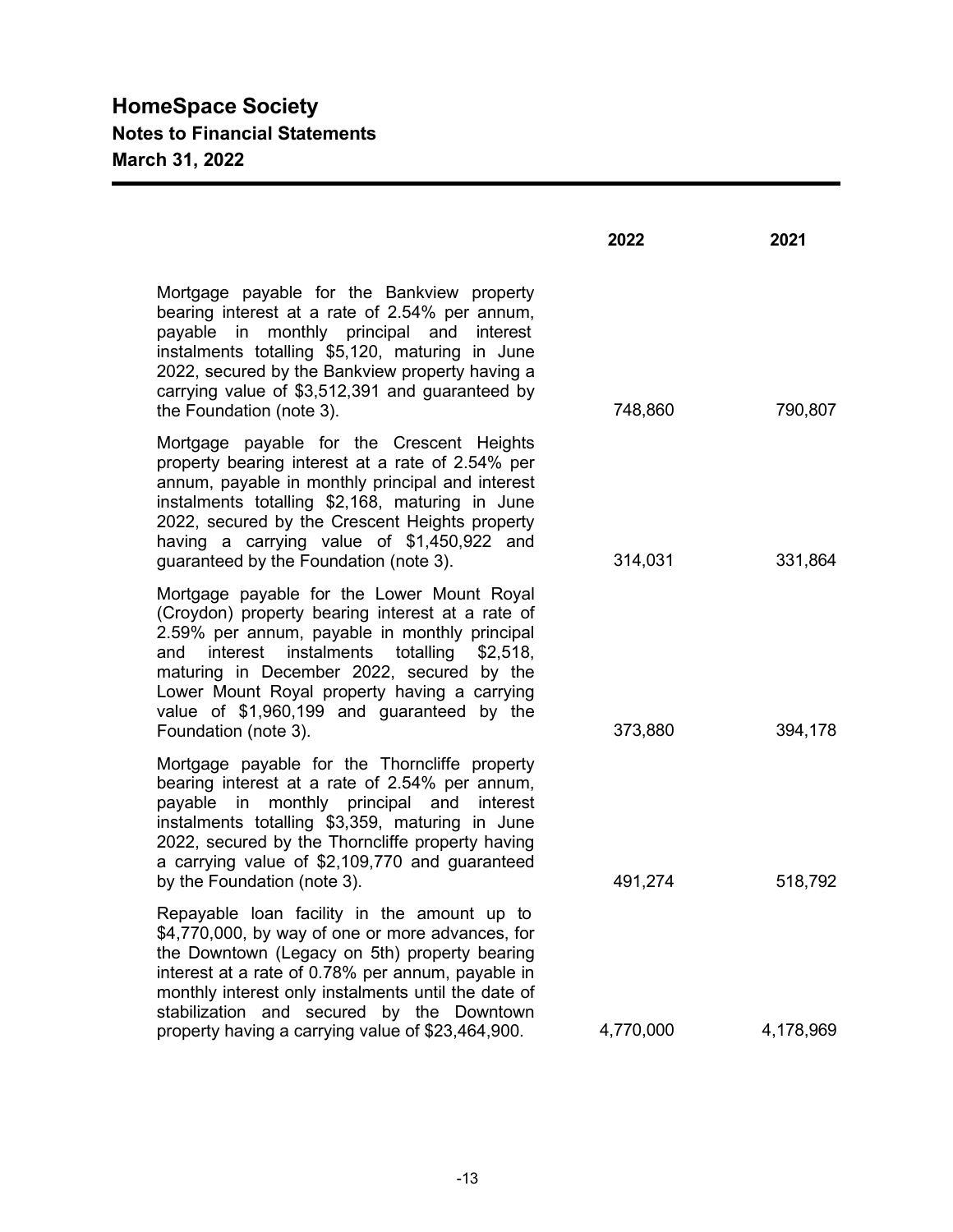# HomeSpace Society
## Notes to Financial Statements
## March 31, 2022

| | 2022 | 2021 |
|---|---|---|
| Mortgage payable for the Bankview property bearing interest at a rate of 2.54% per annum, payable in monthly principal and interest instalments totalling $5,120, maturing in June 2022, secured by the Bankview property having a carrying value of $3,512,391 and guaranteed by the Foundation (note 3). | 748,860 | 790,807 |
| Mortgage payable for the Crescent Heights property bearing interest at a rate of 2.54% per annum, payable in monthly principal and interest instalments totalling $2,168, maturing in June 2022, secured by the Crescent Heights property having a carrying value of $1,450,922 and guaranteed by the Foundation (note 3). | 314,031 | 331,864 |
| Mortgage payable for the Lower Mount Royal (Croydon) property bearing interest at a rate of 2.59% per annum, payable in monthly principal and interest instalments totalling $2,518, maturing in December 2022, secured by the Lower Mount Royal property having a carrying value of $1,960,199 and guaranteed by the Foundation (note 3). | 373,880 | 394,178 |
| Mortgage payable for the Thorncliffe property bearing interest at a rate of 2.54% per annum, payable in monthly principal and interest instalments totalling $3,359, maturing in June 2022, secured by the Thorncliffe property having a carrying value of $2,109,770 and guaranteed by the Foundation (note 3). | 491,274 | 518,792 |
| Repayable loan facility in the amount up to $4,770,000, by way of one or more advances, for the Downtown (Legacy on 5th) property bearing interest at a rate of 0.78% per annum, payable in monthly interest only instalments until the date of stabilization and secured by the Downtown property having a carrying value of $23,464,900. | 4,770,000 | 4,178,969 |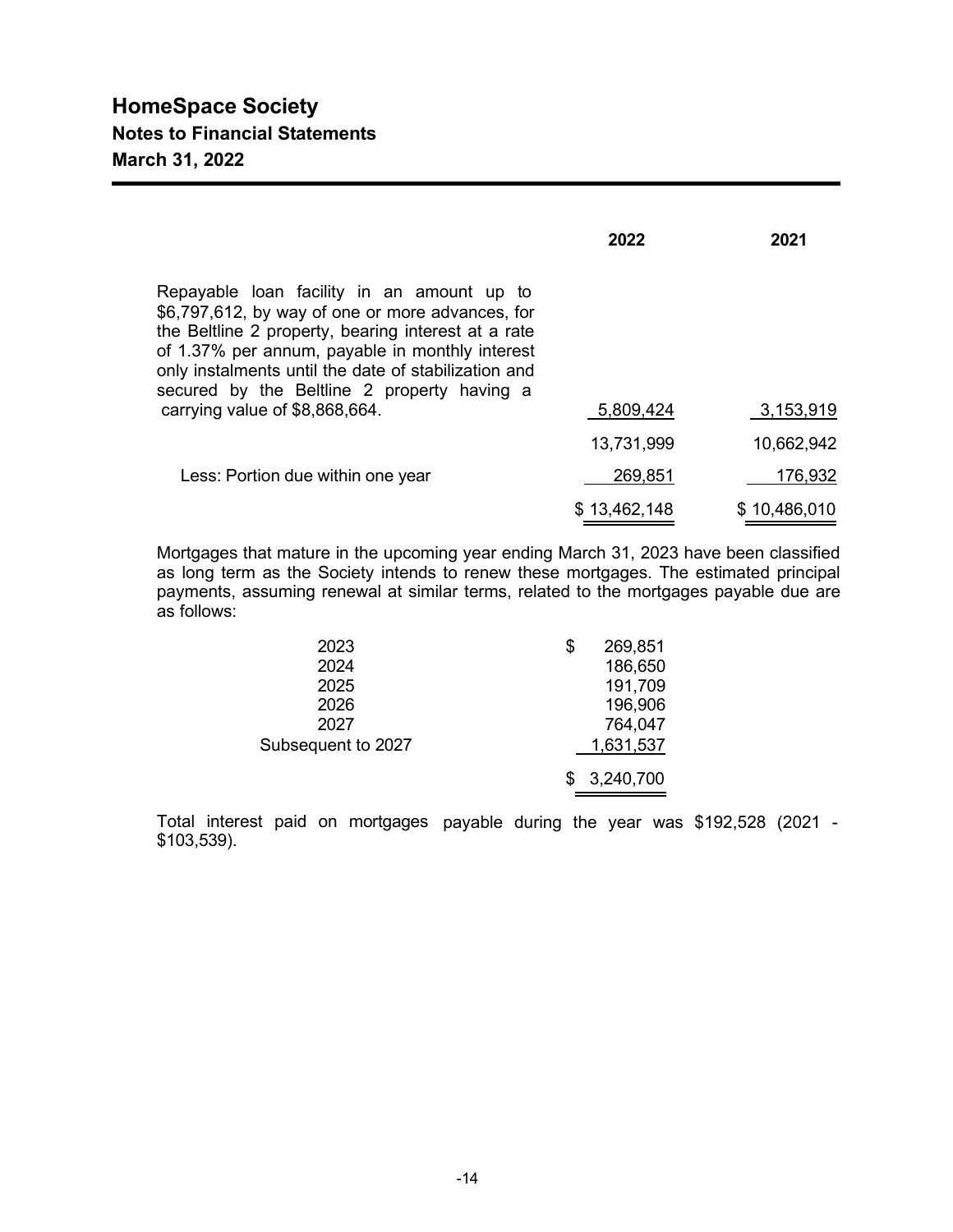# HomeSpace Society

## Notes to Financial Statements

### March 31, 2022

| | 2022 | 2021 |
|---|---|---|
| Repayable loan facility in an amount up to $6,797,612, by way of one or more advances, for the Beltline 2 property, bearing interest at a rate of 1.37% per annum, payable in monthly interest only instalments until the date of stabilization and secured by the Beltline 2 property having a carrying value of $8,868,664. | 5,809,424 | 3,153,919 |
| | 13,731,999 | 10,662,942 |
| Less: Portion due within one year | 269,851 | 176,932 |
| | $ 13,462,148 | $ 10,486,010 |

Mortgages that mature in the upcoming year ending March 31, 2023 have been classified as long term as the Society intends to renew these mortgages. The estimated principal payments, assuming renewal at similar terms, related to the mortgages payable due are as follows:

| | |
|---|---|
| 2023 | $ 269,851 |
| 2024 | 186,650 |
| 2025 | 191,709 |
| 2026 | 196,906 |
| 2027 | 764,047 |
| Subsequent to 2027 | 1,631,537 |
| | $ 3,240,700 |

Total interest paid on mortgages payable during the year was $192,528 (2021 - $103,539).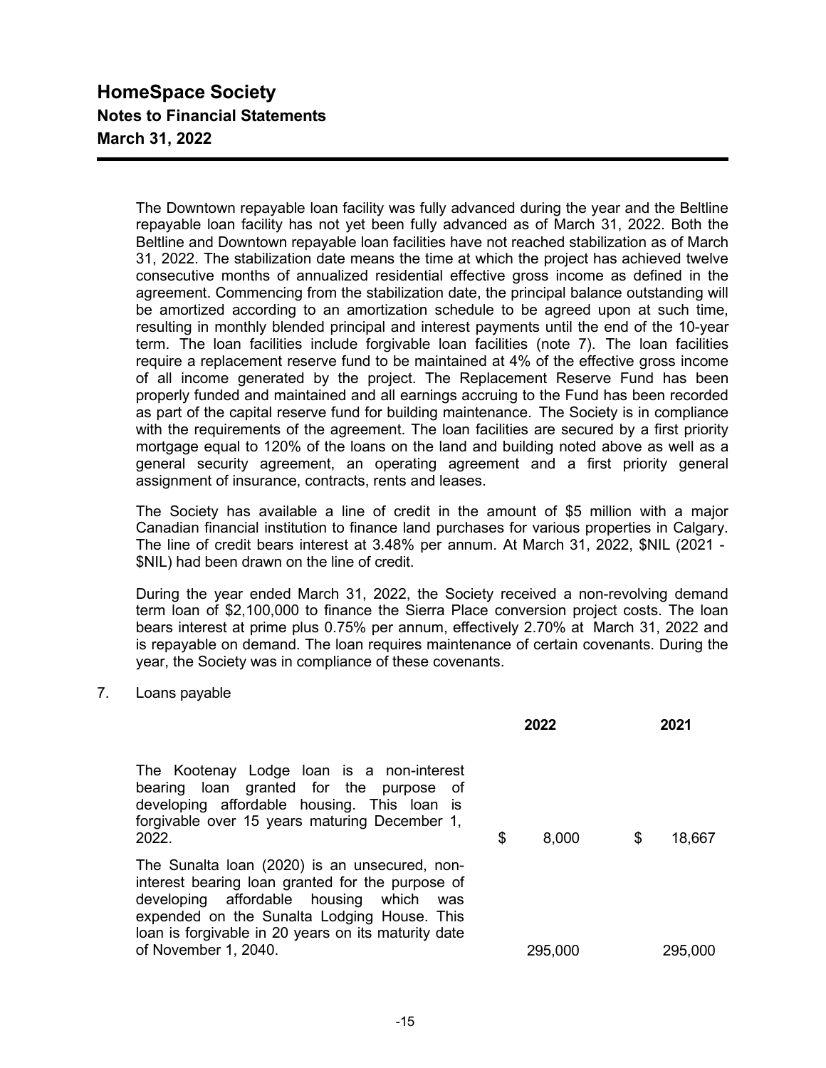The Downtown repayable loan facility was fully advanced during the year and the Beltline repayable loan facility has not yet been fully advanced as of March 31, 2022. Both the Beltline and Downtown repayable loan facilities have not reached stabilization as of March 31, 2022. The stabilization date means the time at which the project has achieved twelve consecutive months of annualized residential effective gross income as defined in the agreement. Commencing from the stabilization date, the principal balance outstanding will be amortized according to an amortization schedule to be agreed upon at such time, resulting in monthly blended principal and interest payments until the end of the 10-year term. The loan facilities include forgivable loan facilities (note 7). The loan facilities require a replacement reserve fund to be maintained at 4% of the effective gross income of all income generated by the project. The Replacement Reserve Fund has been properly funded and maintained and all earnings accruing to the Fund has been recorded as part of the capital reserve fund for building maintenance. The Society is in compliance with the requirements of the agreement. The loan facilities are secured by a first priority mortgage equal to 120% of the loans on the land and building noted above as well as a general security agreement, an operating agreement and a first priority general assignment of insurance, contracts, rents and leases.

The Society has available a line of credit in the amount of $5 million with a major Canadian financial institution to finance land purchases for various properties in Calgary. The line of credit bears interest at 3.48% per annum. At March 31, 2022, $NIL (2021 - $NIL) had been drawn on the line of credit.

During the year ended March 31, 2022, the Society received a non-revolving demand term loan of $2,100,000 to finance the Sierra Place conversion project costs. The loan bears interest at prime plus 0.75% per annum, effectively 2.70% at March 31, 2022 and is repayable on demand. The loan requires maintenance of certain covenants. During the year, the Society was in compliance of these covenants.

7. Loans payable

| | 2022 | 2021 |
|---|---|---|
| The Kootenay Lodge loan is a non-interest bearing loan granted for the purpose of developing affordable housing. This loan is forgivable over 15 years maturing December 1, 2022. | $ 8,000 | $ 18,667 |
| The Sunalta loan (2020) is an unsecured, non-interest bearing loan granted for the purpose of developing affordable housing which was expended on the Sunalta Lodging House. This loan is forgivable in 20 years on its maturity date of November 1, 2040. | 295,000 | 295,000 |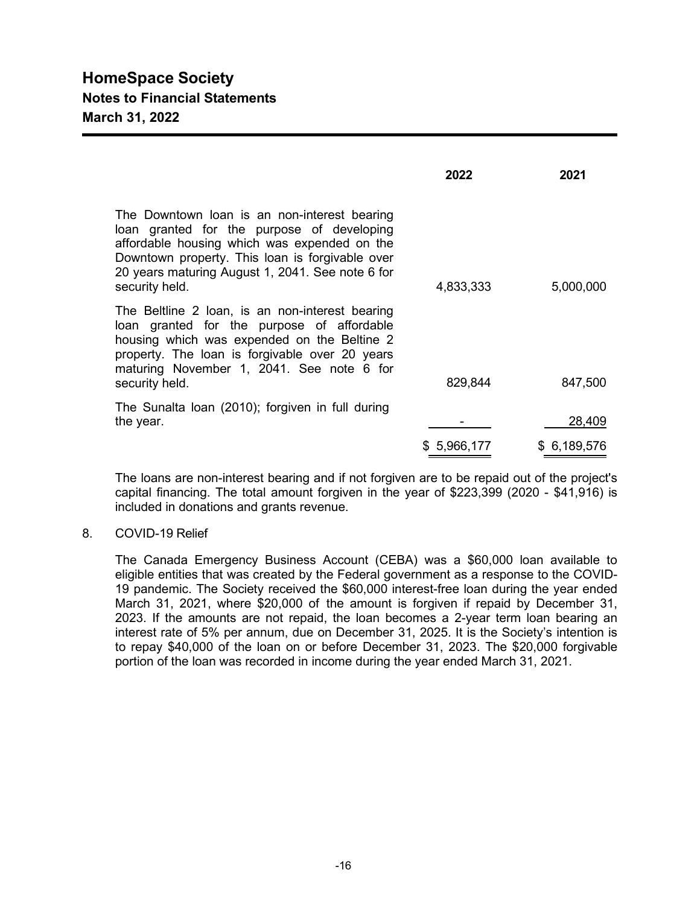| | 2022 | 2021 |
|---|---|---|
| The Downtown loan is an non-interest bearing loan granted for the purpose of developing affordable housing which was expended on the Downtown property. This loan is forgivable over 20 years maturing August 1, 2041. See note 6 for security held. | 4,833,333 | 5,000,000 |
| The Beltline 2 loan, is an non-interest bearing loan granted for the purpose of affordable housing which was expended on the Beltine 2 property. The loan is forgivable over 20 years maturing November 1, 2041. See note 6 for security held. | 829,844 | 847,500 |
| The Sunalta loan (2010); forgiven in full during the year. | - | 28,409 |
| | $ 5,966,177 | $ 6,189,576 |

The loans are non-interest bearing and if not forgiven are to be repaid out of the project's capital financing. The total amount forgiven in the year of $223,399 (2020 - $41,916) is included in donations and grants revenue.

8. COVID-19 Relief

The Canada Emergency Business Account (CEBA) was a $60,000 loan available to eligible entities that was created by the Federal government as a response to the COVID-19 pandemic. The Society received the $60,000 interest-free loan during the year ended March 31, 2021, where $20,000 of the amount is forgiven if repaid by December 31, 2023. If the amounts are not repaid, the loan becomes a 2-year term loan bearing an interest rate of 5% per annum, due on December 31, 2025. It is the Society's intention is to repay $40,000 of the loan on or before December 31, 2023. The $20,000 forgivable portion of the loan was recorded in income during the year ended March 31, 2021.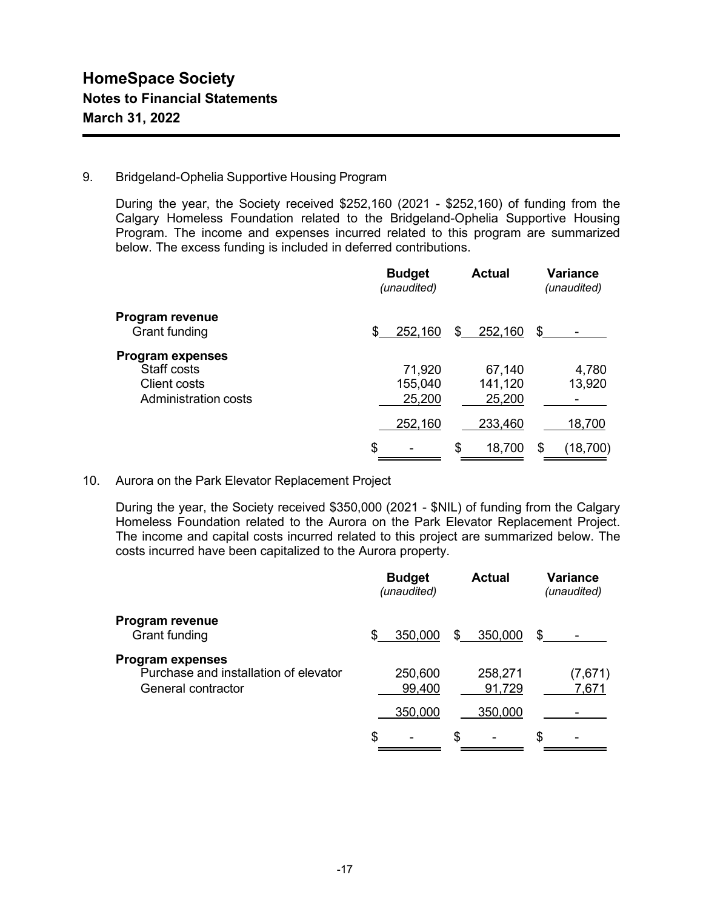# HomeSpace Society

## Notes to Financial Statements

## March 31, 2022

9. Bridgeland-Ophelia Supportive Housing Program

During the year, the Society received $252,160 (2021 - $252,160) of funding from the Calgary Homeless Foundation related to the Bridgeland-Ophelia Supportive Housing Program. The income and expenses incurred related to this program are summarized below. The excess funding is included in deferred contributions.

| | Budget *(unaudited)* | Actual | Variance *(unaudited)* |
|---|---|---|---|
| **Program revenue** | | | |
| Grant funding | $ 252,160 | $ 252,160 | $ - |
| **Program expenses** | | | |
| Staff costs | 71,920 | 67,140 | 4,780 |
| Client costs | 155,040 | 141,120 | 13,920 |
| Administration costs | 25,200 | 25,200 | - |
| | 252,160 | 233,460 | 18,700 |
| | $ - | $ 18,700 | $ (18,700) |

10. Aurora on the Park Elevator Replacement Project

During the year, the Society received $350,000 (2021 - $NIL) of funding from the Calgary Homeless Foundation related to the Aurora on the Park Elevator Replacement Project. The income and capital costs incurred related to this project are summarized below. The costs incurred have been capitalized to the Aurora property.

| | Budget *(unaudited)* | Actual | Variance *(unaudited)* |
|---|---|---|---|
| **Program revenue** | | | |
| Grant funding | $ 350,000 | $ 350,000 | $ - |
| **Program expenses** | | | |
| Purchase and installation of elevator | 250,600 | 258,271 | (7,671) |
| General contractor | 99,400 | 91,729 | 7,671 |
| | 350,000 | 350,000 | - |
| | $ - | $ - | $ - |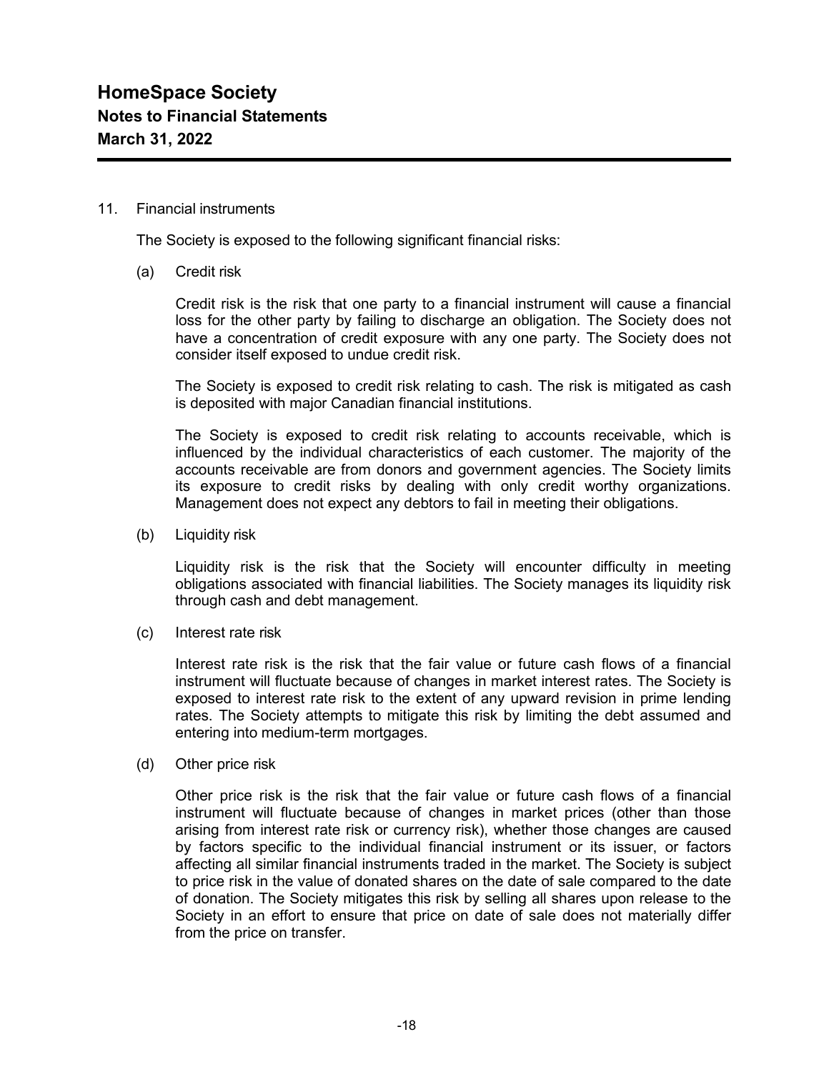# HomeSpace Society
## Notes to Financial Statements
## March 31, 2022

11. Financial instruments

The Society is exposed to the following significant financial risks:

(a) Credit risk

Credit risk is the risk that one party to a financial instrument will cause a financial loss for the other party by failing to discharge an obligation. The Society does not have a concentration of credit exposure with any one party. The Society does not consider itself exposed to undue credit risk.

The Society is exposed to credit risk relating to cash. The risk is mitigated as cash is deposited with major Canadian financial institutions.

The Society is exposed to credit risk relating to accounts receivable, which is influenced by the individual characteristics of each customer. The majority of the accounts receivable are from donors and government agencies. The Society limits its exposure to credit risks by dealing with only credit worthy organizations. Management does not expect any debtors to fail in meeting their obligations.

(b) Liquidity risk

Liquidity risk is the risk that the Society will encounter difficulty in meeting obligations associated with financial liabilities. The Society manages its liquidity risk through cash and debt management.

(c) Interest rate risk

Interest rate risk is the risk that the fair value or future cash flows of a financial instrument will fluctuate because of changes in market interest rates. The Society is exposed to interest rate risk to the extent of any upward revision in prime lending rates. The Society attempts to mitigate this risk by limiting the debt assumed and entering into medium-term mortgages.

(d) Other price risk

Other price risk is the risk that the fair value or future cash flows of a financial instrument will fluctuate because of changes in market prices (other than those arising from interest rate risk or currency risk), whether those changes are caused by factors specific to the individual financial instrument or its issuer, or factors affecting all similar financial instruments traded in the market. The Society is subject to price risk in the value of donated shares on the date of sale compared to the date of donation. The Society mitigates this risk by selling all shares upon release to the Society in an effort to ensure that price on date of sale does not materially differ from the price on transfer.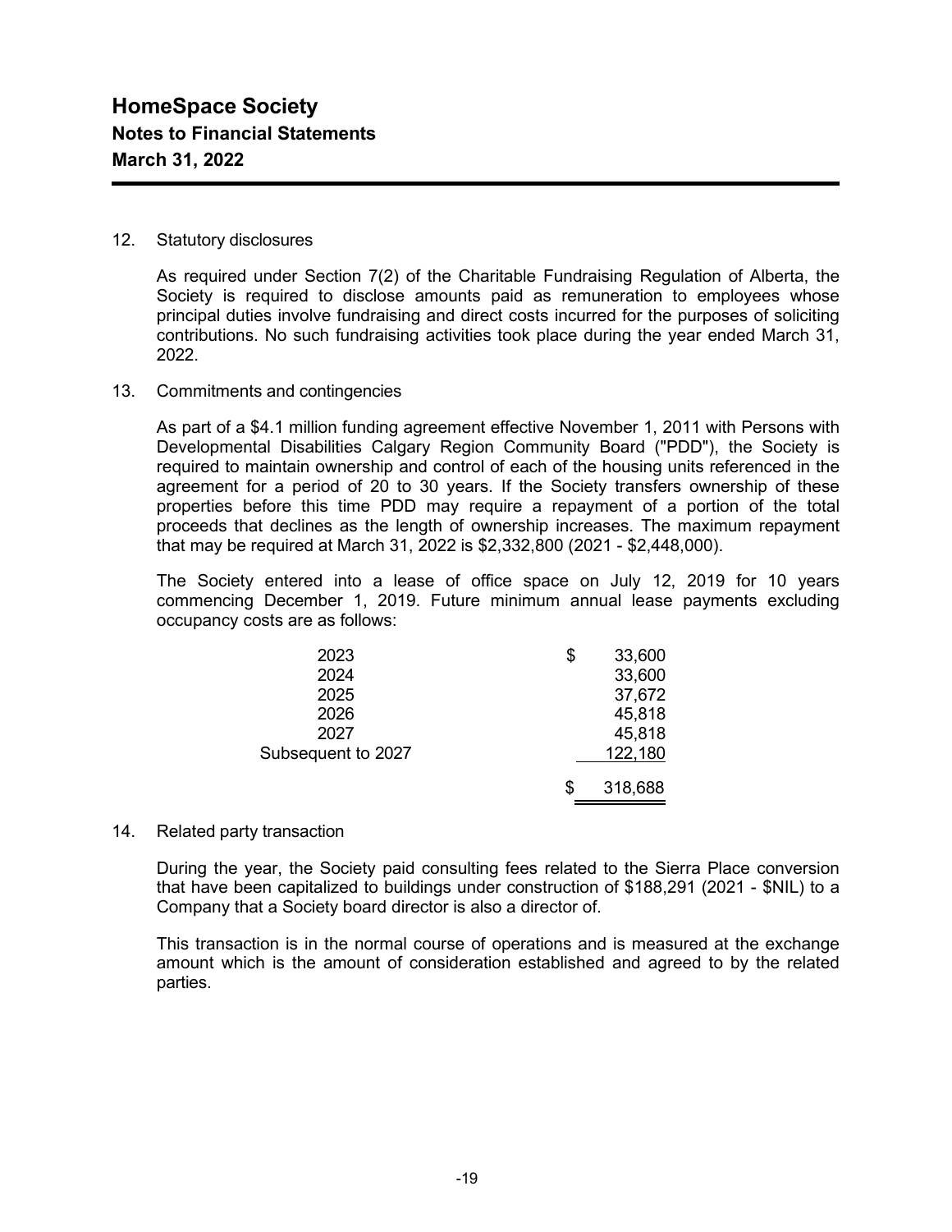# HomeSpace Society
## Notes to Financial Statements
## March 31, 2022

12. Statutory disclosures

    As required under Section 7(2) of the Charitable Fundraising Regulation of Alberta, the Society is required to disclose amounts paid as remuneration to employees whose principal duties involve fundraising and direct costs incurred for the purposes of soliciting contributions. No such fundraising activities took place during the year ended March 31, 2022.

13. Commitments and contingencies

    As part of a $4.1 million funding agreement effective November 1, 2011 with Persons with Developmental Disabilities Calgary Region Community Board ("PDD"), the Society is required to maintain ownership and control of each of the housing units referenced in the agreement for a period of 20 to 30 years. If the Society transfers ownership of these properties before this time PDD may require a repayment of a portion of the total proceeds that declines as the length of ownership increases. The maximum repayment that may be required at March 31, 2022 is $2,332,800 (2021 - $2,448,000).

    The Society entered into a lease of office space on July 12, 2019 for 10 years commencing December 1, 2019. Future minimum annual lease payments excluding occupancy costs are as follows:

| | |
|---|---|
| 2023 | $ 33,600 |
| 2024 | 33,600 |
| 2025 | 37,672 |
| 2026 | 45,818 |
| 2027 | 45,818 |
| Subsequent to 2027 | 122,180 |
| | $ 318,688 |

14. Related party transaction

    During the year, the Society paid consulting fees related to the Sierra Place conversion that have been capitalized to buildings under construction of $188,291 (2021 - $NIL) to a Company that a Society board director is also a director of.

    This transaction is in the normal course of operations and is measured at the exchange amount which is the amount of consideration established and agreed to by the related parties.